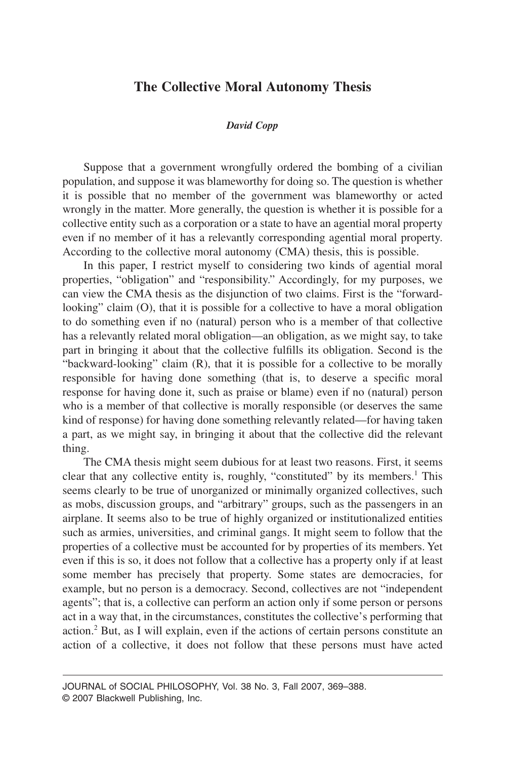# The Collective Moral Autonomy Thesis

*David Copp*

Suppose that a government wrongfully ordered the bombing of a civilian population, and suppose it was blameworthy for doing so. The question is whether it is possible that no member of the government was blameworthy or acted wrongly in the matter. More generally, the question is whether it is possible for a collective entity such as a corporation or a state to have an agential moral property even if no member of it has a relevantly corresponding agential moral property. According to the collective moral autonomy (CMA) thesis, this is possible.

In this paper, I restrict myself to considering two kinds of agential moral properties, "obligation" and "responsibility." Accordingly, for my purposes, we can view the CMA thesis as the disjunction of two claims. First is the "forward-looking" claim (O), that it is possible for a collective to have a moral obligation to do something even if no (natural) person who is a member of that collective has a relevantly related moral obligation—an obligation, as we might say, to take part in bringing it about that the collective fulfills its obligation. Second is the "backward-looking" claim (R), that it is possible for a collective to be morally responsible for having done something (that is, to deserve a specific moral response for having done it, such as praise or blame) even if no (natural) person who is a member of that collective is morally responsible (or deserves the same kind of response) for having done something relevantly related—for having taken a part, as we might say, in bringing it about that the collective did the relevant thing.

The CMA thesis might seem dubious for at least two reasons. First, it seems clear that any collective entity is, roughly, "constituted" by its members.[1] This seems clearly to be true of unorganized or minimally organized collectives, such as mobs, discussion groups, and "arbitrary" groups, such as the passengers in an airplane. It seems also to be true of highly organized or institutionalized entities such as armies, universities, and criminal gangs. It might seem to follow that the properties of a collective must be accounted for by properties of its members. Yet even if this is so, it does not follow that a collective has a property only if at least some member has precisely that property. Some states are democracies, for example, but no person is a democracy. Second, collectives are not "independent agents"; that is, a collective can perform an action only if some person or persons act in a way that, in the circumstances, constitutes the collective's performing that action.[2] But, as I will explain, even if the actions of certain persons constitute an action of a collective, it does not follow that these persons must have acted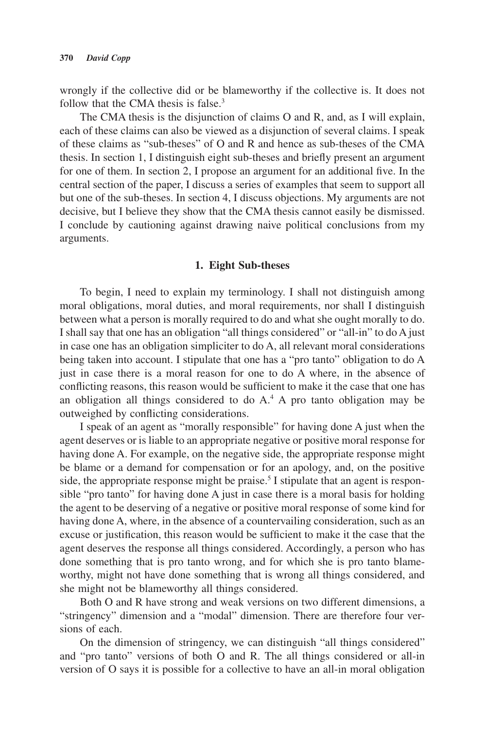wrongly if the collective did or be blameworthy if the collective is. It does not follow that the CMA thesis is false.[3]

The CMA thesis is the disjunction of claims O and R, and, as I will explain, each of these claims can also be viewed as a disjunction of several claims. I speak of these claims as "sub-theses" of O and R and hence as sub-theses of the CMA thesis. In section 1, I distinguish eight sub-theses and briefly present an argument for one of them. In section 2, I propose an argument for an additional five. In the central section of the paper, I discuss a series of examples that seem to support all but one of the sub-theses. In section 4, I discuss objections. My arguments are not decisive, but I believe they show that the CMA thesis cannot easily be dismissed. I conclude by cautioning against drawing naive political conclusions from my arguments.

## 1. Eight Sub-theses

To begin, I need to explain my terminology. I shall not distinguish among moral obligations, moral duties, and moral requirements, nor shall I distinguish between what a person is morally required to do and what she ought morally to do. I shall say that one has an obligation "all things considered" or "all-in" to do A just in case one has an obligation simpliciter to do A, all relevant moral considerations being taken into account. I stipulate that one has a "pro tanto" obligation to do A just in case there is a moral reason for one to do A where, in the absence of conflicting reasons, this reason would be sufficient to make it the case that one has an obligation all things considered to do A.[4] A pro tanto obligation may be outweighed by conflicting considerations.

I speak of an agent as "morally responsible" for having done A just when the agent deserves or is liable to an appropriate negative or positive moral response for having done A. For example, on the negative side, the appropriate response might be blame or a demand for compensation or for an apology, and, on the positive side, the appropriate response might be praise.[5] I stipulate that an agent is responsible "pro tanto" for having done A just in case there is a moral basis for holding the agent to be deserving of a negative or positive moral response of some kind for having done A, where, in the absence of a countervailing consideration, such as an excuse or justification, this reason would be sufficient to make it the case that the agent deserves the response all things considered. Accordingly, a person who has done something that is pro tanto wrong, and for which she is pro tanto blameworthy, might not have done something that is wrong all things considered, and she might not be blameworthy all things considered.

Both O and R have strong and weak versions on two different dimensions, a "stringency" dimension and a "modal" dimension. There are therefore four versions of each.

On the dimension of stringency, we can distinguish "all things considered" and "pro tanto" versions of both O and R. The all things considered or all-in version of O says it is possible for a collective to have an all-in moral obligation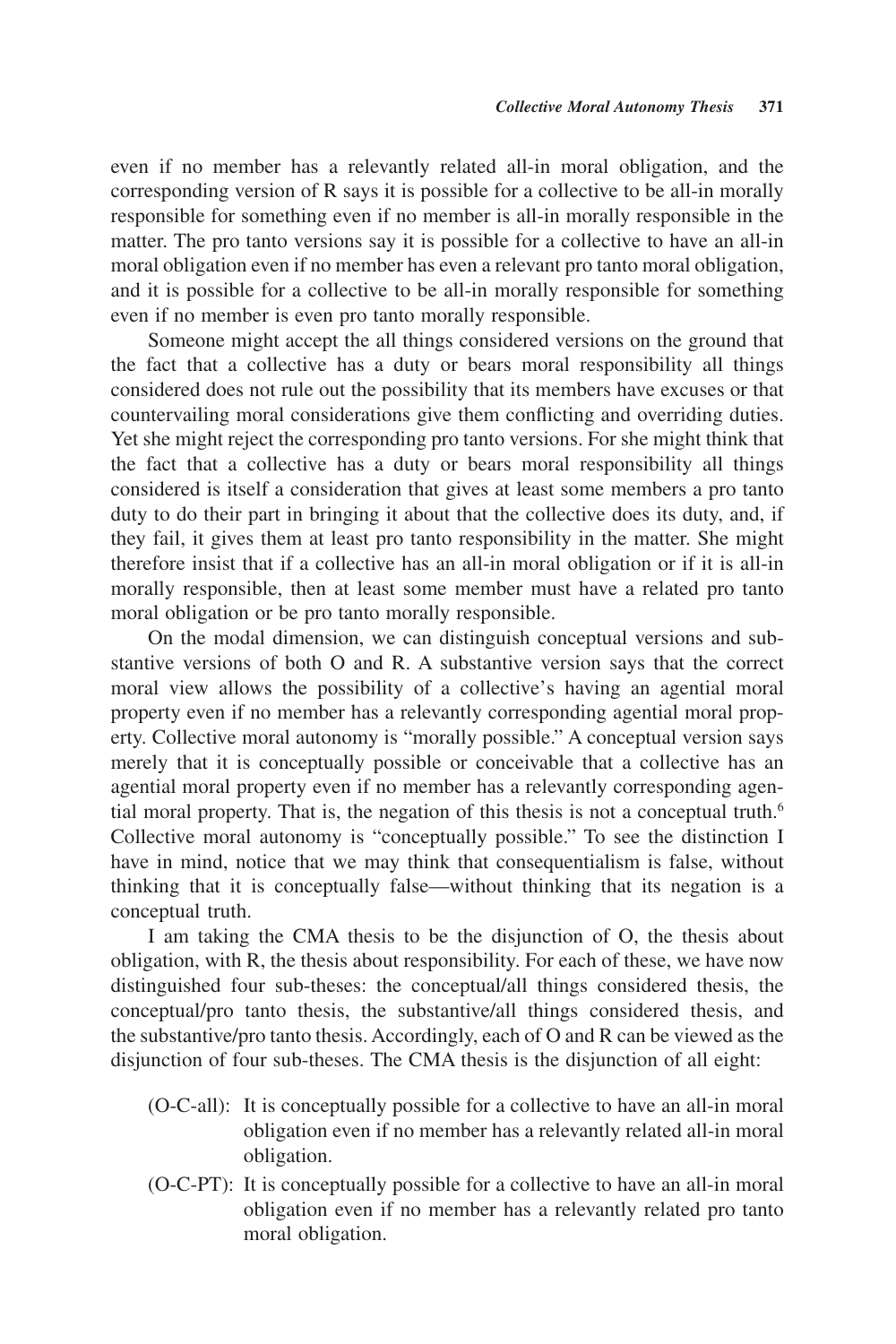even if no member has a relevantly related all-in moral obligation, and the corresponding version of R says it is possible for a collective to be all-in morally responsible for something even if no member is all-in morally responsible in the matter. The pro tanto versions say it is possible for a collective to have an all-in moral obligation even if no member has even a relevant pro tanto moral obligation, and it is possible for a collective to be all-in morally responsible for something even if no member is even pro tanto morally responsible.

Someone might accept the all things considered versions on the ground that the fact that a collective has a duty or bears moral responsibility all things considered does not rule out the possibility that its members have excuses or that countervailing moral considerations give them conflicting and overriding duties. Yet she might reject the corresponding pro tanto versions. For she might think that the fact that a collective has a duty or bears moral responsibility all things considered is itself a consideration that gives at least some members a pro tanto duty to do their part in bringing it about that the collective does its duty, and, if they fail, it gives them at least pro tanto responsibility in the matter. She might therefore insist that if a collective has an all-in moral obligation or if it is all-in morally responsible, then at least some member must have a related pro tanto moral obligation or be pro tanto morally responsible.

On the modal dimension, we can distinguish conceptual versions and substantive versions of both O and R. A substantive version says that the correct moral view allows the possibility of a collective's having an agential moral property even if no member has a relevantly corresponding agential moral property. Collective moral autonomy is "morally possible." A conceptual version says merely that it is conceptually possible or conceivable that a collective has an agential moral property even if no member has a relevantly corresponding agential moral property. That is, the negation of this thesis is not a conceptual truth.[6] Collective moral autonomy is "conceptually possible." To see the distinction I have in mind, notice that we may think that consequentialism is false, without thinking that it is conceptually false—without thinking that its negation is a conceptual truth.

I am taking the CMA thesis to be the disjunction of O, the thesis about obligation, with R, the thesis about responsibility. For each of these, we have now distinguished four sub-theses: the conceptual/all things considered thesis, the conceptual/pro tanto thesis, the substantive/all things considered thesis, and the substantive/pro tanto thesis. Accordingly, each of O and R can be viewed as the disjunction of four sub-theses. The CMA thesis is the disjunction of all eight:

(O-C-all): It is conceptually possible for a collective to have an all-in moral obligation even if no member has a relevantly related all-in moral obligation.

(O-C-PT): It is conceptually possible for a collective to have an all-in moral obligation even if no member has a relevantly related pro tanto moral obligation.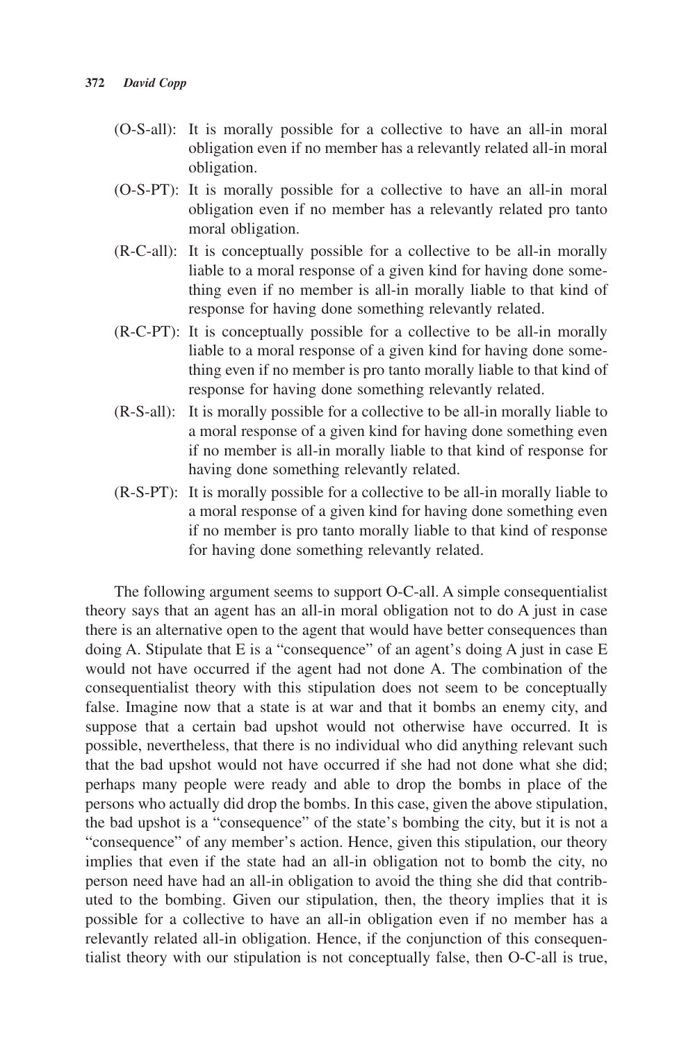(O-S-all): It is morally possible for a collective to have an all-in moral obligation even if no member has a relevantly related all-in moral obligation.

(O-S-PT): It is morally possible for a collective to have an all-in moral obligation even if no member has a relevantly related pro tanto moral obligation.

(R-C-all): It is conceptually possible for a collective to be all-in morally liable to a moral response of a given kind for having done something even if no member is all-in morally liable to that kind of response for having done something relevantly related.

(R-C-PT): It is conceptually possible for a collective to be all-in morally liable to a moral response of a given kind for having done something even if no member is pro tanto morally liable to that kind of response for having done something relevantly related.

(R-S-all): It is morally possible for a collective to be all-in morally liable to a moral response of a given kind for having done something even if no member is all-in morally liable to that kind of response for having done something relevantly related.

(R-S-PT): It is morally possible for a collective to be all-in morally liable to a moral response of a given kind for having done something even if no member is pro tanto morally liable to that kind of response for having done something relevantly related.

The following argument seems to support O-C-all. A simple consequentialist theory says that an agent has an all-in moral obligation not to do A just in case there is an alternative open to the agent that would have better consequences than doing A. Stipulate that E is a "consequence" of an agent's doing A just in case E would not have occurred if the agent had not done A. The combination of the consequentialist theory with this stipulation does not seem to be conceptually false. Imagine now that a state is at war and that it bombs an enemy city, and suppose that a certain bad upshot would not otherwise have occurred. It is possible, nevertheless, that there is no individual who did anything relevant such that the bad upshot would not have occurred if she had not done what she did; perhaps many people were ready and able to drop the bombs in place of the persons who actually did drop the bombs. In this case, given the above stipulation, the bad upshot is a "consequence" of the state's bombing the city, but it is not a "consequence" of any member's action. Hence, given this stipulation, our theory implies that even if the state had an all-in obligation not to bomb the city, no person need have had an all-in obligation to avoid the thing she did that contributed to the bombing. Given our stipulation, then, the theory implies that it is possible for a collective to have an all-in obligation even if no member has a relevantly related all-in obligation. Hence, if the conjunction of this consequentialist theory with our stipulation is not conceptually false, then O-C-all is true,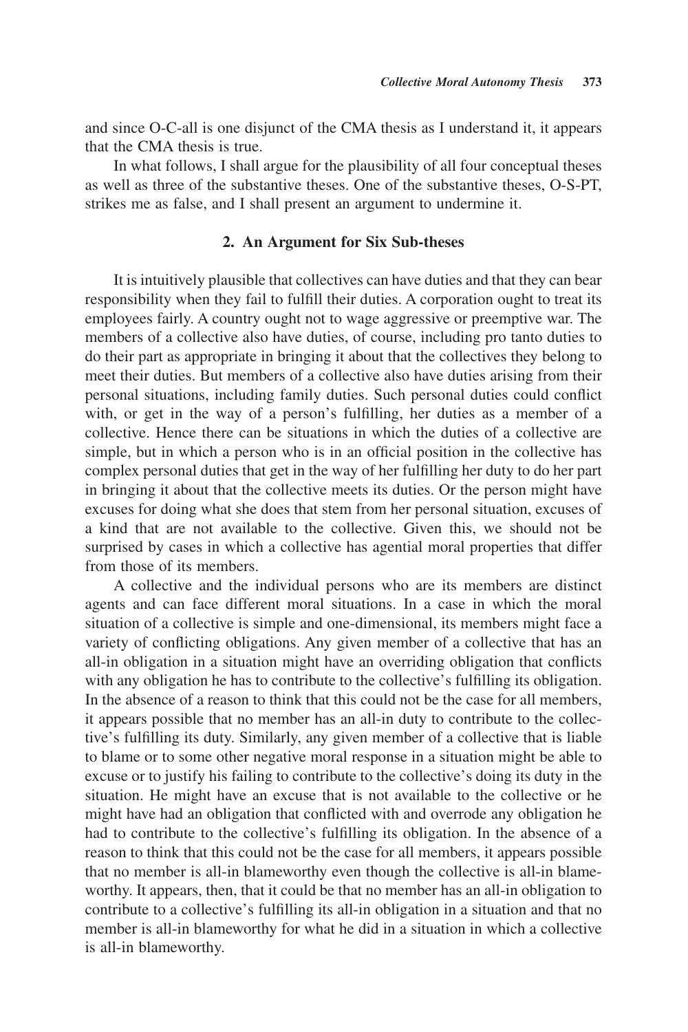and since O-C-all is one disjunct of the CMA thesis as I understand it, it appears that the CMA thesis is true.

In what follows, I shall argue for the plausibility of all four conceptual theses as well as three of the substantive theses. One of the substantive theses, O-S-PT, strikes me as false, and I shall present an argument to undermine it.

## 2. An Argument for Six Sub-theses

It is intuitively plausible that collectives can have duties and that they can bear responsibility when they fail to fulfill their duties. A corporation ought to treat its employees fairly. A country ought not to wage aggressive or preemptive war. The members of a collective also have duties, of course, including pro tanto duties to do their part as appropriate in bringing it about that the collectives they belong to meet their duties. But members of a collective also have duties arising from their personal situations, including family duties. Such personal duties could conflict with, or get in the way of a person's fulfilling, her duties as a member of a collective. Hence there can be situations in which the duties of a collective are simple, but in which a person who is in an official position in the collective has complex personal duties that get in the way of her fulfilling her duty to do her part in bringing it about that the collective meets its duties. Or the person might have excuses for doing what she does that stem from her personal situation, excuses of a kind that are not available to the collective. Given this, we should not be surprised by cases in which a collective has agential moral properties that differ from those of its members.

A collective and the individual persons who are its members are distinct agents and can face different moral situations. In a case in which the moral situation of a collective is simple and one-dimensional, its members might face a variety of conflicting obligations. Any given member of a collective that has an all-in obligation in a situation might have an overriding obligation that conflicts with any obligation he has to contribute to the collective's fulfilling its obligation. In the absence of a reason to think that this could not be the case for all members, it appears possible that no member has an all-in duty to contribute to the collective's fulfilling its duty. Similarly, any given member of a collective that is liable to blame or to some other negative moral response in a situation might be able to excuse or to justify his failing to contribute to the collective's doing its duty in the situation. He might have an excuse that is not available to the collective or he might have had an obligation that conflicted with and overrode any obligation he had to contribute to the collective's fulfilling its obligation. In the absence of a reason to think that this could not be the case for all members, it appears possible that no member is all-in blameworthy even though the collective is all-in blameworthy. It appears, then, that it could be that no member has an all-in obligation to contribute to a collective's fulfilling its all-in obligation in a situation and that no member is all-in blameworthy for what he did in a situation in which a collective is all-in blameworthy.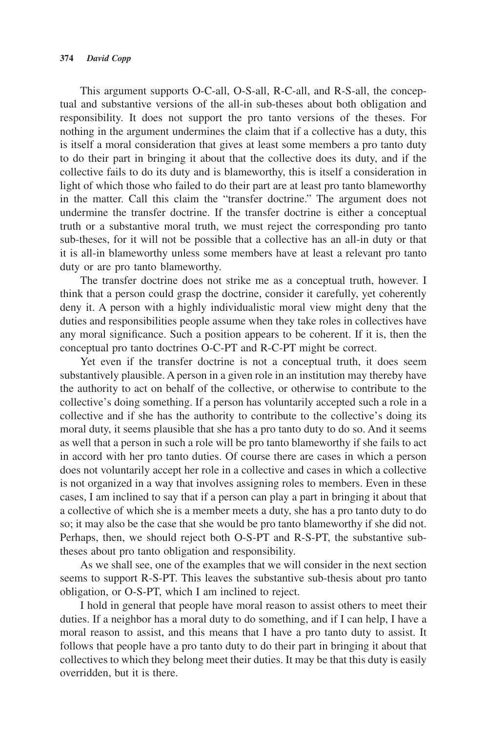This argument supports O-C-all, O-S-all, R-C-all, and R-S-all, the conceptual and substantive versions of the all-in sub-theses about both obligation and responsibility. It does not support the pro tanto versions of the theses. For nothing in the argument undermines the claim that if a collective has a duty, this is itself a moral consideration that gives at least some members a pro tanto duty to do their part in bringing it about that the collective does its duty, and if the collective fails to do its duty and is blameworthy, this is itself a consideration in light of which those who failed to do their part are at least pro tanto blameworthy in the matter. Call this claim the "transfer doctrine." The argument does not undermine the transfer doctrine. If the transfer doctrine is either a conceptual truth or a substantive moral truth, we must reject the corresponding pro tanto sub-theses, for it will not be possible that a collective has an all-in duty or that it is all-in blameworthy unless some members have at least a relevant pro tanto duty or are pro tanto blameworthy.

The transfer doctrine does not strike me as a conceptual truth, however. I think that a person could grasp the doctrine, consider it carefully, yet coherently deny it. A person with a highly individualistic moral view might deny that the duties and responsibilities people assume when they take roles in collectives have any moral significance. Such a position appears to be coherent. If it is, then the conceptual pro tanto doctrines O-C-PT and R-C-PT might be correct.

Yet even if the transfer doctrine is not a conceptual truth, it does seem substantively plausible. A person in a given role in an institution may thereby have the authority to act on behalf of the collective, or otherwise to contribute to the collective's doing something. If a person has voluntarily accepted such a role in a collective and if she has the authority to contribute to the collective's doing its moral duty, it seems plausible that she has a pro tanto duty to do so. And it seems as well that a person in such a role will be pro tanto blameworthy if she fails to act in accord with her pro tanto duties. Of course there are cases in which a person does not voluntarily accept her role in a collective and cases in which a collective is not organized in a way that involves assigning roles to members. Even in these cases, I am inclined to say that if a person can play a part in bringing it about that a collective of which she is a member meets a duty, she has a pro tanto duty to do so; it may also be the case that she would be pro tanto blameworthy if she did not. Perhaps, then, we should reject both O-S-PT and R-S-PT, the substantive sub-theses about pro tanto obligation and responsibility.

As we shall see, one of the examples that we will consider in the next section seems to support R-S-PT. This leaves the substantive sub-thesis about pro tanto obligation, or O-S-PT, which I am inclined to reject.

I hold in general that people have moral reason to assist others to meet their duties. If a neighbor has a moral duty to do something, and if I can help, I have a moral reason to assist, and this means that I have a pro tanto duty to assist. It follows that people have a pro tanto duty to do their part in bringing it about that collectives to which they belong meet their duties. It may be that this duty is easily overridden, but it is there.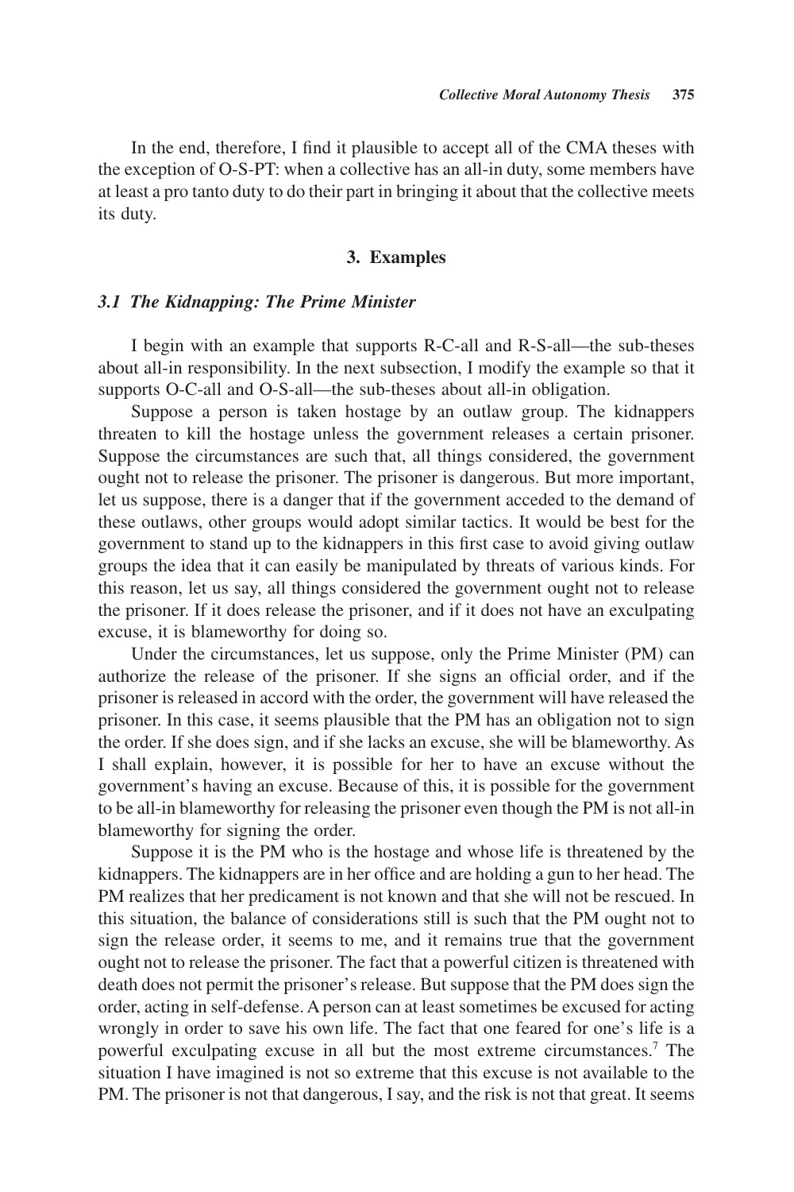In the end, therefore, I find it plausible to accept all of the CMA theses with the exception of O-S-PT: when a collective has an all-in duty, some members have at least a pro tanto duty to do their part in bringing it about that the collective meets its duty.

## 3. Examples

### *3.1 The Kidnapping: The Prime Minister*

I begin with an example that supports R-C-all and R-S-all—the sub-theses about all-in responsibility. In the next subsection, I modify the example so that it supports O-C-all and O-S-all—the sub-theses about all-in obligation.

Suppose a person is taken hostage by an outlaw group. The kidnappers threaten to kill the hostage unless the government releases a certain prisoner. Suppose the circumstances are such that, all things considered, the government ought not to release the prisoner. The prisoner is dangerous. But more important, let us suppose, there is a danger that if the government acceded to the demand of these outlaws, other groups would adopt similar tactics. It would be best for the government to stand up to the kidnappers in this first case to avoid giving outlaw groups the idea that it can easily be manipulated by threats of various kinds. For this reason, let us say, all things considered the government ought not to release the prisoner. If it does release the prisoner, and if it does not have an exculpating excuse, it is blameworthy for doing so.

Under the circumstances, let us suppose, only the Prime Minister (PM) can authorize the release of the prisoner. If she signs an official order, and if the prisoner is released in accord with the order, the government will have released the prisoner. In this case, it seems plausible that the PM has an obligation not to sign the order. If she does sign, and if she lacks an excuse, she will be blameworthy. As I shall explain, however, it is possible for her to have an excuse without the government's having an excuse. Because of this, it is possible for the government to be all-in blameworthy for releasing the prisoner even though the PM is not all-in blameworthy for signing the order.

Suppose it is the PM who is the hostage and whose life is threatened by the kidnappers. The kidnappers are in her office and are holding a gun to her head. The PM realizes that her predicament is not known and that she will not be rescued. In this situation, the balance of considerations still is such that the PM ought not to sign the release order, it seems to me, and it remains true that the government ought not to release the prisoner. The fact that a powerful citizen is threatened with death does not permit the prisoner's release. But suppose that the PM does sign the order, acting in self-defense. A person can at least sometimes be excused for acting wrongly in order to save his own life. The fact that one feared for one's life is a powerful exculpating excuse in all but the most extreme circumstances.[7] The situation I have imagined is not so extreme that this excuse is not available to the PM. The prisoner is not that dangerous, I say, and the risk is not that great. It seems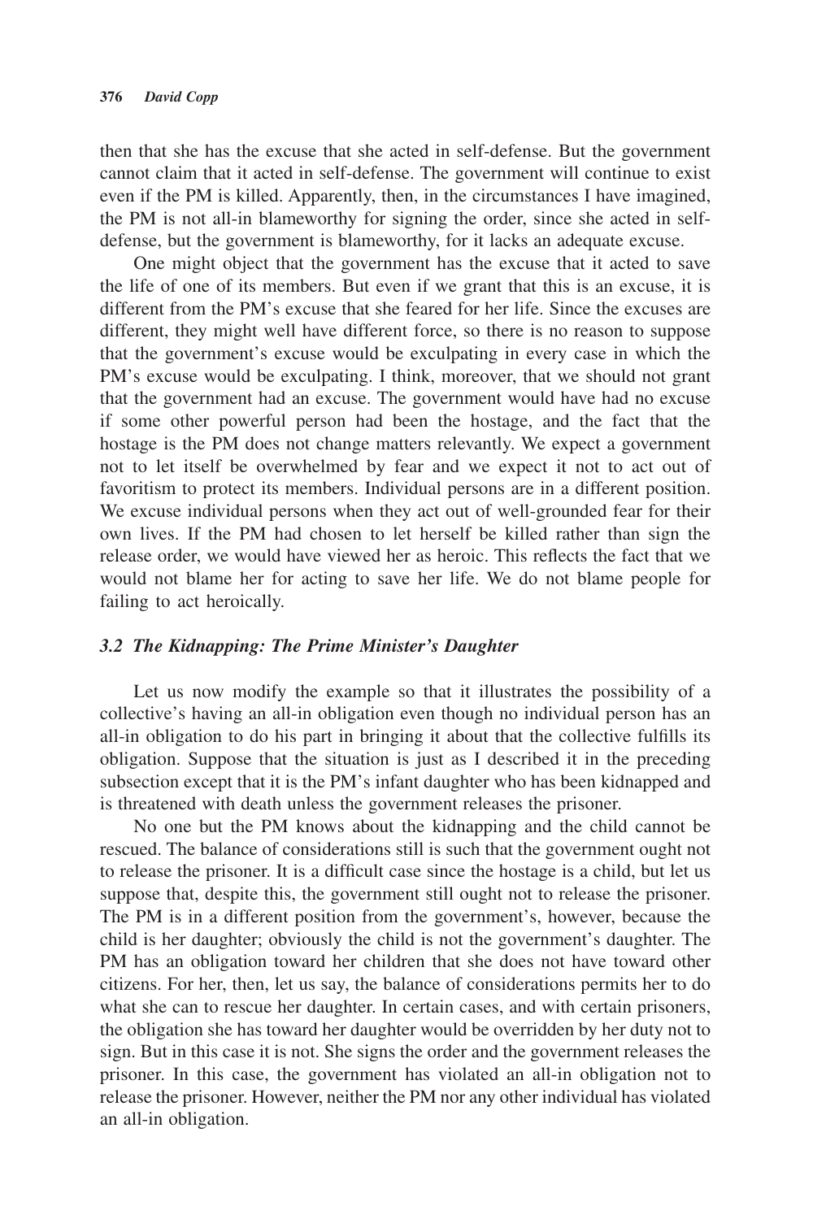then that she has the excuse that she acted in self-defense. But the government cannot claim that it acted in self-defense. The government will continue to exist even if the PM is killed. Apparently, then, in the circumstances I have imagined, the PM is not all-in blameworthy for signing the order, since she acted in self-defense, but the government is blameworthy, for it lacks an adequate excuse.

One might object that the government has the excuse that it acted to save the life of one of its members. But even if we grant that this is an excuse, it is different from the PM's excuse that she feared for her life. Since the excuses are different, they might well have different force, so there is no reason to suppose that the government's excuse would be exculpating in every case in which the PM's excuse would be exculpating. I think, moreover, that we should not grant that the government had an excuse. The government would have had no excuse if some other powerful person had been the hostage, and the fact that the hostage is the PM does not change matters relevantly. We expect a government not to let itself be overwhelmed by fear and we expect it not to act out of favoritism to protect its members. Individual persons are in a different position. We excuse individual persons when they act out of well-grounded fear for their own lives. If the PM had chosen to let herself be killed rather than sign the release order, we would have viewed her as heroic. This reflects the fact that we would not blame her for acting to save her life. We do not blame people for failing to act heroically.

### *3.2 The Kidnapping: The Prime Minister's Daughter*

Let us now modify the example so that it illustrates the possibility of a collective's having an all-in obligation even though no individual person has an all-in obligation to do his part in bringing it about that the collective fulfills its obligation. Suppose that the situation is just as I described it in the preceding subsection except that it is the PM's infant daughter who has been kidnapped and is threatened with death unless the government releases the prisoner.

No one but the PM knows about the kidnapping and the child cannot be rescued. The balance of considerations still is such that the government ought not to release the prisoner. It is a difficult case since the hostage is a child, but let us suppose that, despite this, the government still ought not to release the prisoner. The PM is in a different position from the government's, however, because the child is her daughter; obviously the child is not the government's daughter. The PM has an obligation toward her children that she does not have toward other citizens. For her, then, let us say, the balance of considerations permits her to do what she can to rescue her daughter. In certain cases, and with certain prisoners, the obligation she has toward her daughter would be overridden by her duty not to sign. But in this case it is not. She signs the order and the government releases the prisoner. In this case, the government has violated an all-in obligation not to release the prisoner. However, neither the PM nor any other individual has violated an all-in obligation.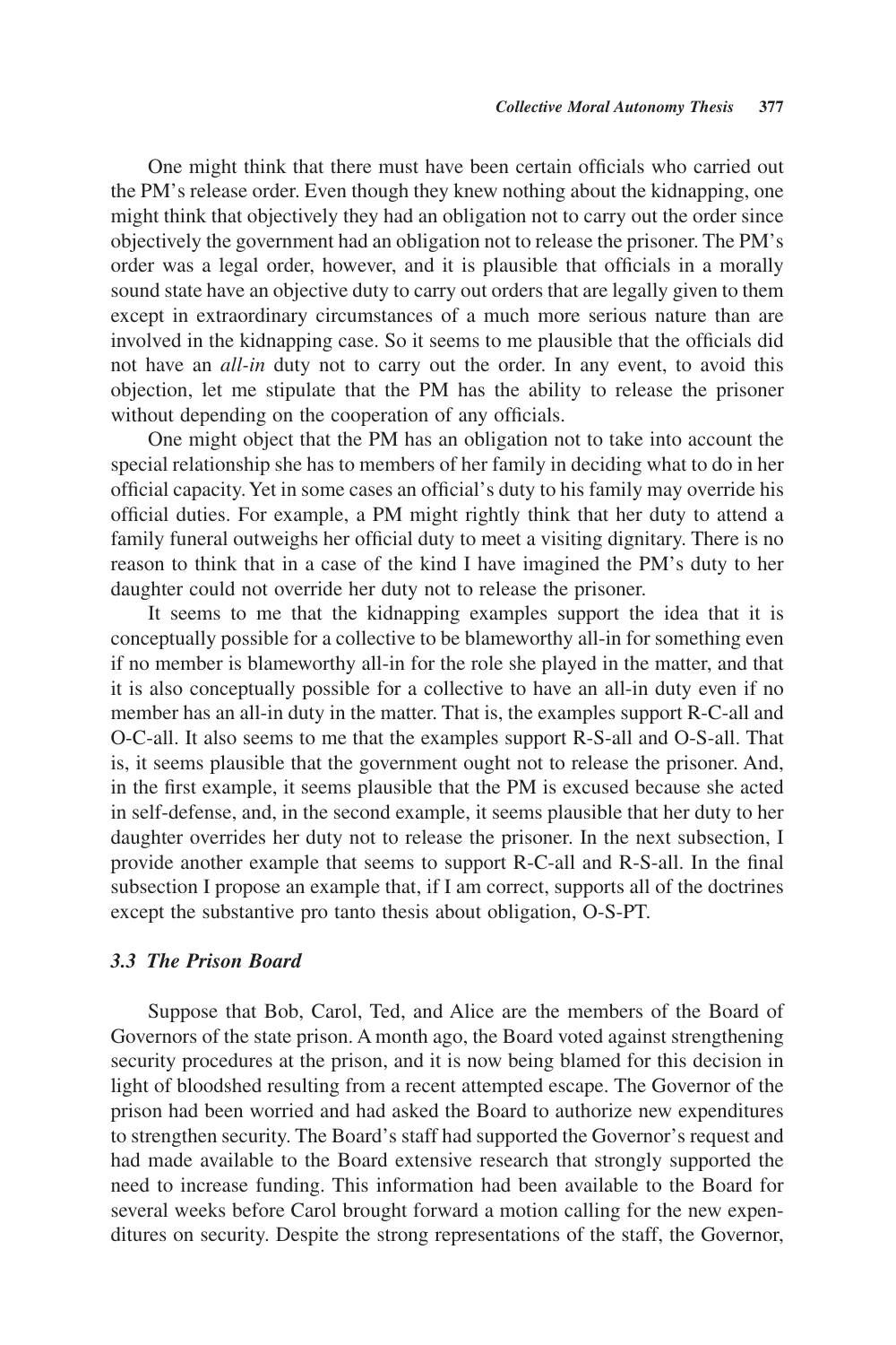One might think that there must have been certain officials who carried out the PM's release order. Even though they knew nothing about the kidnapping, one might think that objectively they had an obligation not to carry out the order since objectively the government had an obligation not to release the prisoner. The PM's order was a legal order, however, and it is plausible that officials in a morally sound state have an objective duty to carry out orders that are legally given to them except in extraordinary circumstances of a much more serious nature than are involved in the kidnapping case. So it seems to me plausible that the officials did not have an *all-in* duty not to carry out the order. In any event, to avoid this objection, let me stipulate that the PM has the ability to release the prisoner without depending on the cooperation of any officials.

One might object that the PM has an obligation not to take into account the special relationship she has to members of her family in deciding what to do in her official capacity. Yet in some cases an official's duty to his family may override his official duties. For example, a PM might rightly think that her duty to attend a family funeral outweighs her official duty to meet a visiting dignitary. There is no reason to think that in a case of the kind I have imagined the PM's duty to her daughter could not override her duty not to release the prisoner.

It seems to me that the kidnapping examples support the idea that it is conceptually possible for a collective to be blameworthy all-in for something even if no member is blameworthy all-in for the role she played in the matter, and that it is also conceptually possible for a collective to have an all-in duty even if no member has an all-in duty in the matter. That is, the examples support R-C-all and O-C-all. It also seems to me that the examples support R-S-all and O-S-all. That is, it seems plausible that the government ought not to release the prisoner. And, in the first example, it seems plausible that the PM is excused because she acted in self-defense, and, in the second example, it seems plausible that her duty to her daughter overrides her duty not to release the prisoner. In the next subsection, I provide another example that seems to support R-C-all and R-S-all. In the final subsection I propose an example that, if I am correct, supports all of the doctrines except the substantive pro tanto thesis about obligation, O-S-PT.

### *3.3 The Prison Board*

Suppose that Bob, Carol, Ted, and Alice are the members of the Board of Governors of the state prison. A month ago, the Board voted against strengthening security procedures at the prison, and it is now being blamed for this decision in light of bloodshed resulting from a recent attempted escape. The Governor of the prison had been worried and had asked the Board to authorize new expenditures to strengthen security. The Board's staff had supported the Governor's request and had made available to the Board extensive research that strongly supported the need to increase funding. This information had been available to the Board for several weeks before Carol brought forward a motion calling for the new expenditures on security. Despite the strong representations of the staff, the Governor,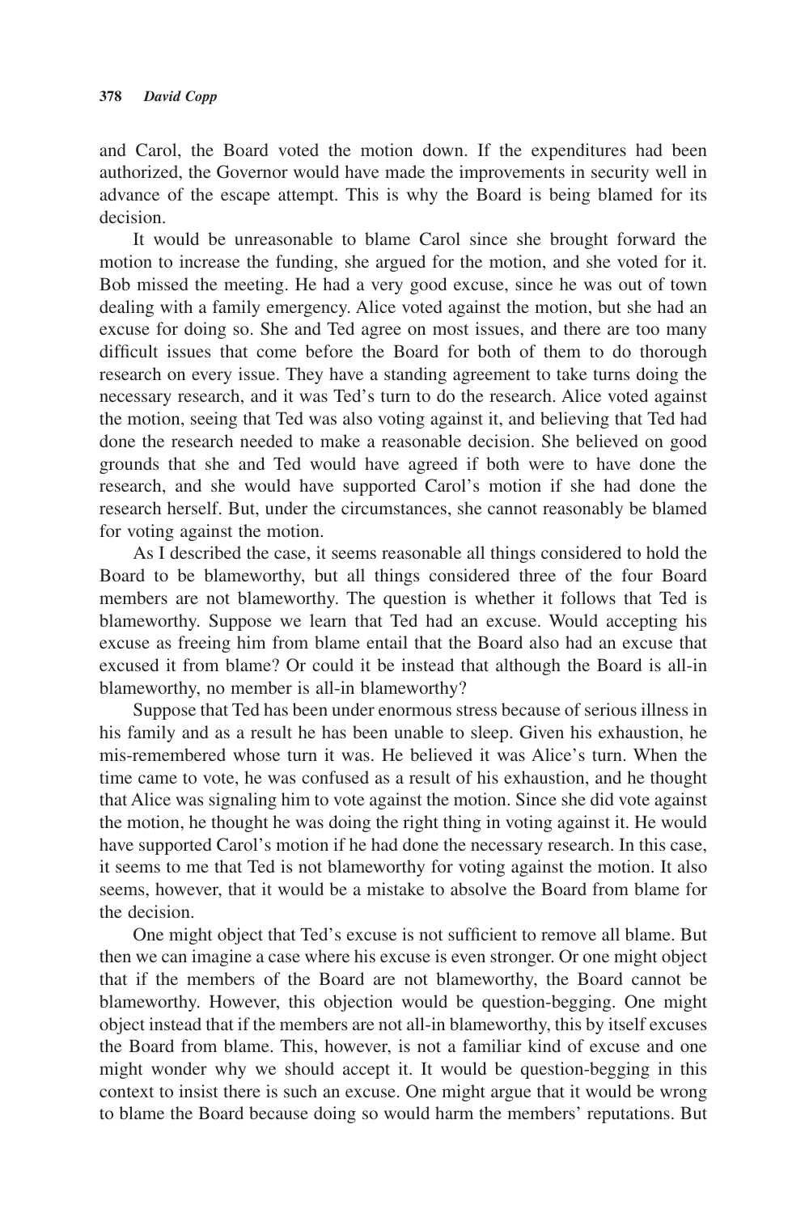and Carol, the Board voted the motion down. If the expenditures had been authorized, the Governor would have made the improvements in security well in advance of the escape attempt. This is why the Board is being blamed for its decision.

It would be unreasonable to blame Carol since she brought forward the motion to increase the funding, she argued for the motion, and she voted for it. Bob missed the meeting. He had a very good excuse, since he was out of town dealing with a family emergency. Alice voted against the motion, but she had an excuse for doing so. She and Ted agree on most issues, and there are too many difficult issues that come before the Board for both of them to do thorough research on every issue. They have a standing agreement to take turns doing the necessary research, and it was Ted's turn to do the research. Alice voted against the motion, seeing that Ted was also voting against it, and believing that Ted had done the research needed to make a reasonable decision. She believed on good grounds that she and Ted would have agreed if both were to have done the research, and she would have supported Carol's motion if she had done the research herself. But, under the circumstances, she cannot reasonably be blamed for voting against the motion.

As I described the case, it seems reasonable all things considered to hold the Board to be blameworthy, but all things considered three of the four Board members are not blameworthy. The question is whether it follows that Ted is blameworthy. Suppose we learn that Ted had an excuse. Would accepting his excuse as freeing him from blame entail that the Board also had an excuse that excused it from blame? Or could it be instead that although the Board is all-in blameworthy, no member is all-in blameworthy?

Suppose that Ted has been under enormous stress because of serious illness in his family and as a result he has been unable to sleep. Given his exhaustion, he mis-remembered whose turn it was. He believed it was Alice's turn. When the time came to vote, he was confused as a result of his exhaustion, and he thought that Alice was signaling him to vote against the motion. Since she did vote against the motion, he thought he was doing the right thing in voting against it. He would have supported Carol's motion if he had done the necessary research. In this case, it seems to me that Ted is not blameworthy for voting against the motion. It also seems, however, that it would be a mistake to absolve the Board from blame for the decision.

One might object that Ted's excuse is not sufficient to remove all blame. But then we can imagine a case where his excuse is even stronger. Or one might object that if the members of the Board are not blameworthy, the Board cannot be blameworthy. However, this objection would be question-begging. One might object instead that if the members are not all-in blameworthy, this by itself excuses the Board from blame. This, however, is not a familiar kind of excuse and one might wonder why we should accept it. It would be question-begging in this context to insist there is such an excuse. One might argue that it would be wrong to blame the Board because doing so would harm the members' reputations. But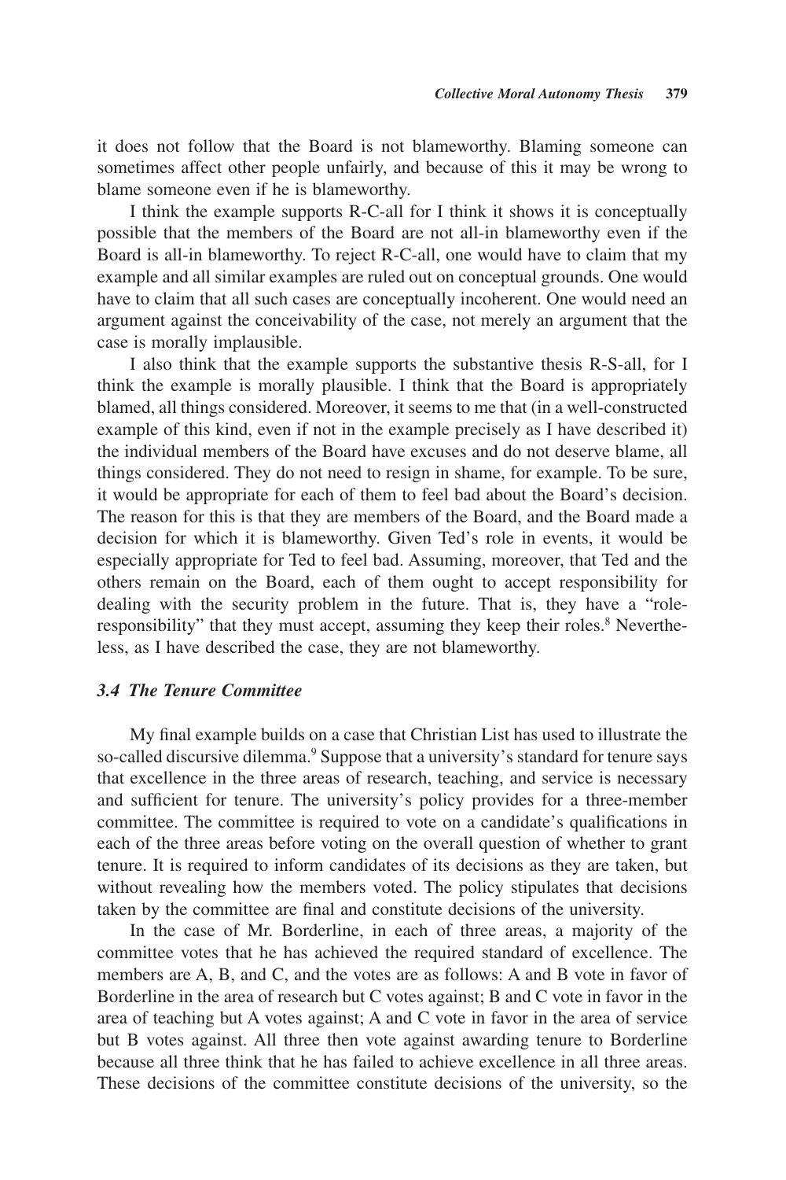it does not follow that the Board is not blameworthy. Blaming someone can sometimes affect other people unfairly, and because of this it may be wrong to blame someone even if he is blameworthy.

I think the example supports R-C-all for I think it shows it is conceptually possible that the members of the Board are not all-in blameworthy even if the Board is all-in blameworthy. To reject R-C-all, one would have to claim that my example and all similar examples are ruled out on conceptual grounds. One would have to claim that all such cases are conceptually incoherent. One would need an argument against the conceivability of the case, not merely an argument that the case is morally implausible.

I also think that the example supports the substantive thesis R-S-all, for I think the example is morally plausible. I think that the Board is appropriately blamed, all things considered. Moreover, it seems to me that (in a well-constructed example of this kind, even if not in the example precisely as I have described it) the individual members of the Board have excuses and do not deserve blame, all things considered. They do not need to resign in shame, for example. To be sure, it would be appropriate for each of them to feel bad about the Board's decision. The reason for this is that they are members of the Board, and the Board made a decision for which it is blameworthy. Given Ted's role in events, it would be especially appropriate for Ted to feel bad. Assuming, moreover, that Ted and the others remain on the Board, each of them ought to accept responsibility for dealing with the security problem in the future. That is, they have a "role-responsibility" that they must accept, assuming they keep their roles.[8] Nevertheless, as I have described the case, they are not blameworthy.

### *3.4 The Tenure Committee*

My final example builds on a case that Christian List has used to illustrate the so-called discursive dilemma.[9] Suppose that a university's standard for tenure says that excellence in the three areas of research, teaching, and service is necessary and sufficient for tenure. The university's policy provides for a three-member committee. The committee is required to vote on a candidate's qualifications in each of the three areas before voting on the overall question of whether to grant tenure. It is required to inform candidates of its decisions as they are taken, but without revealing how the members voted. The policy stipulates that decisions taken by the committee are final and constitute decisions of the university.

In the case of Mr. Borderline, in each of three areas, a majority of the committee votes that he has achieved the required standard of excellence. The members are A, B, and C, and the votes are as follows: A and B vote in favor of Borderline in the area of research but C votes against; B and C vote in favor in the area of teaching but A votes against; A and C vote in favor in the area of service but B votes against. All three then vote against awarding tenure to Borderline because all three think that he has failed to achieve excellence in all three areas. These decisions of the committee constitute decisions of the university, so the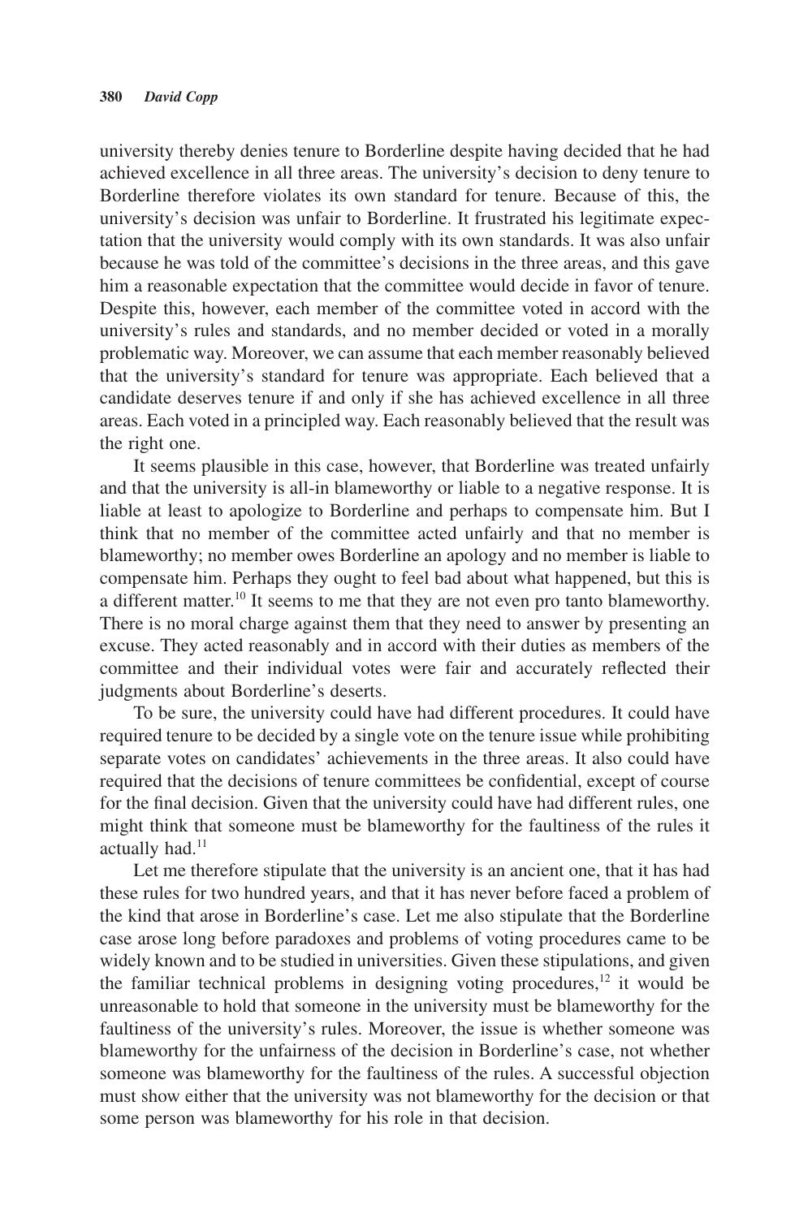university thereby denies tenure to Borderline despite having decided that he had achieved excellence in all three areas. The university's decision to deny tenure to Borderline therefore violates its own standard for tenure. Because of this, the university's decision was unfair to Borderline. It frustrated his legitimate expectation that the university would comply with its own standards. It was also unfair because he was told of the committee's decisions in the three areas, and this gave him a reasonable expectation that the committee would decide in favor of tenure. Despite this, however, each member of the committee voted in accord with the university's rules and standards, and no member decided or voted in a morally problematic way. Moreover, we can assume that each member reasonably believed that the university's standard for tenure was appropriate. Each believed that a candidate deserves tenure if and only if she has achieved excellence in all three areas. Each voted in a principled way. Each reasonably believed that the result was the right one.

It seems plausible in this case, however, that Borderline was treated unfairly and that the university is all-in blameworthy or liable to a negative response. It is liable at least to apologize to Borderline and perhaps to compensate him. But I think that no member of the committee acted unfairly and that no member is blameworthy; no member owes Borderline an apology and no member is liable to compensate him. Perhaps they ought to feel bad about what happened, but this is a different matter.[10] It seems to me that they are not even pro tanto blameworthy. There is no moral charge against them that they need to answer by presenting an excuse. They acted reasonably and in accord with their duties as members of the committee and their individual votes were fair and accurately reflected their judgments about Borderline's deserts.

To be sure, the university could have had different procedures. It could have required tenure to be decided by a single vote on the tenure issue while prohibiting separate votes on candidates' achievements in the three areas. It also could have required that the decisions of tenure committees be confidential, except of course for the final decision. Given that the university could have had different rules, one might think that someone must be blameworthy for the faultiness of the rules it actually had.[11]

Let me therefore stipulate that the university is an ancient one, that it has had these rules for two hundred years, and that it has never before faced a problem of the kind that arose in Borderline's case. Let me also stipulate that the Borderline case arose long before paradoxes and problems of voting procedures came to be widely known and to be studied in universities. Given these stipulations, and given the familiar technical problems in designing voting procedures,[12] it would be unreasonable to hold that someone in the university must be blameworthy for the faultiness of the university's rules. Moreover, the issue is whether someone was blameworthy for the unfairness of the decision in Borderline's case, not whether someone was blameworthy for the faultiness of the rules. A successful objection must show either that the university was not blameworthy for the decision or that some person was blameworthy for his role in that decision.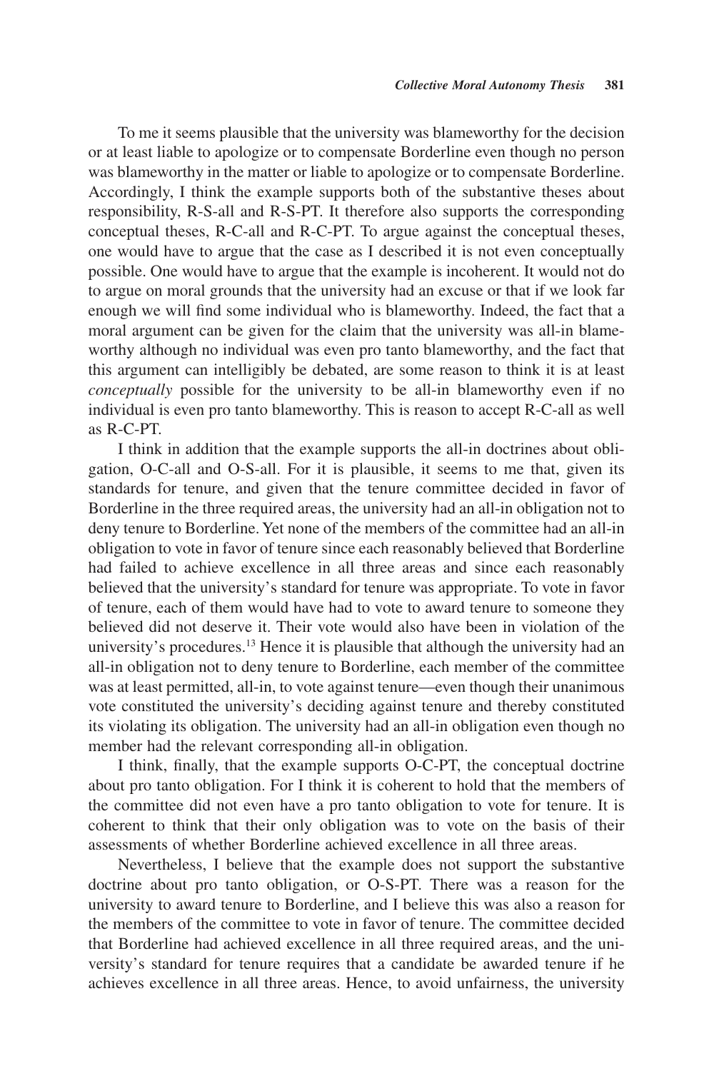To me it seems plausible that the university was blameworthy for the decision or at least liable to apologize or to compensate Borderline even though no person was blameworthy in the matter or liable to apologize or to compensate Borderline. Accordingly, I think the example supports both of the substantive theses about responsibility, R-S-all and R-S-PT. It therefore also supports the corresponding conceptual theses, R-C-all and R-C-PT. To argue against the conceptual theses, one would have to argue that the case as I described it is not even conceptually possible. One would have to argue that the example is incoherent. It would not do to argue on moral grounds that the university had an excuse or that if we look far enough we will find some individual who is blameworthy. Indeed, the fact that a moral argument can be given for the claim that the university was all-in blameworthy although no individual was even pro tanto blameworthy, and the fact that this argument can intelligibly be debated, are some reason to think it is at least *conceptually* possible for the university to be all-in blameworthy even if no individual is even pro tanto blameworthy. This is reason to accept R-C-all as well as R-C-PT.

I think in addition that the example supports the all-in doctrines about obligation, O-C-all and O-S-all. For it is plausible, it seems to me that, given its standards for tenure, and given that the tenure committee decided in favor of Borderline in the three required areas, the university had an all-in obligation not to deny tenure to Borderline. Yet none of the members of the committee had an all-in obligation to vote in favor of tenure since each reasonably believed that Borderline had failed to achieve excellence in all three areas and since each reasonably believed that the university's standard for tenure was appropriate. To vote in favor of tenure, each of them would have had to vote to award tenure to someone they believed did not deserve it. Their vote would also have been in violation of the university's procedures.[13] Hence it is plausible that although the university had an all-in obligation not to deny tenure to Borderline, each member of the committee was at least permitted, all-in, to vote against tenure—even though their unanimous vote constituted the university's deciding against tenure and thereby constituted its violating its obligation. The university had an all-in obligation even though no member had the relevant corresponding all-in obligation.

I think, finally, that the example supports O-C-PT, the conceptual doctrine about pro tanto obligation. For I think it is coherent to hold that the members of the committee did not even have a pro tanto obligation to vote for tenure. It is coherent to think that their only obligation was to vote on the basis of their assessments of whether Borderline achieved excellence in all three areas.

Nevertheless, I believe that the example does not support the substantive doctrine about pro tanto obligation, or O-S-PT. There was a reason for the university to award tenure to Borderline, and I believe this was also a reason for the members of the committee to vote in favor of tenure. The committee decided that Borderline had achieved excellence in all three required areas, and the university's standard for tenure requires that a candidate be awarded tenure if he achieves excellence in all three areas. Hence, to avoid unfairness, the university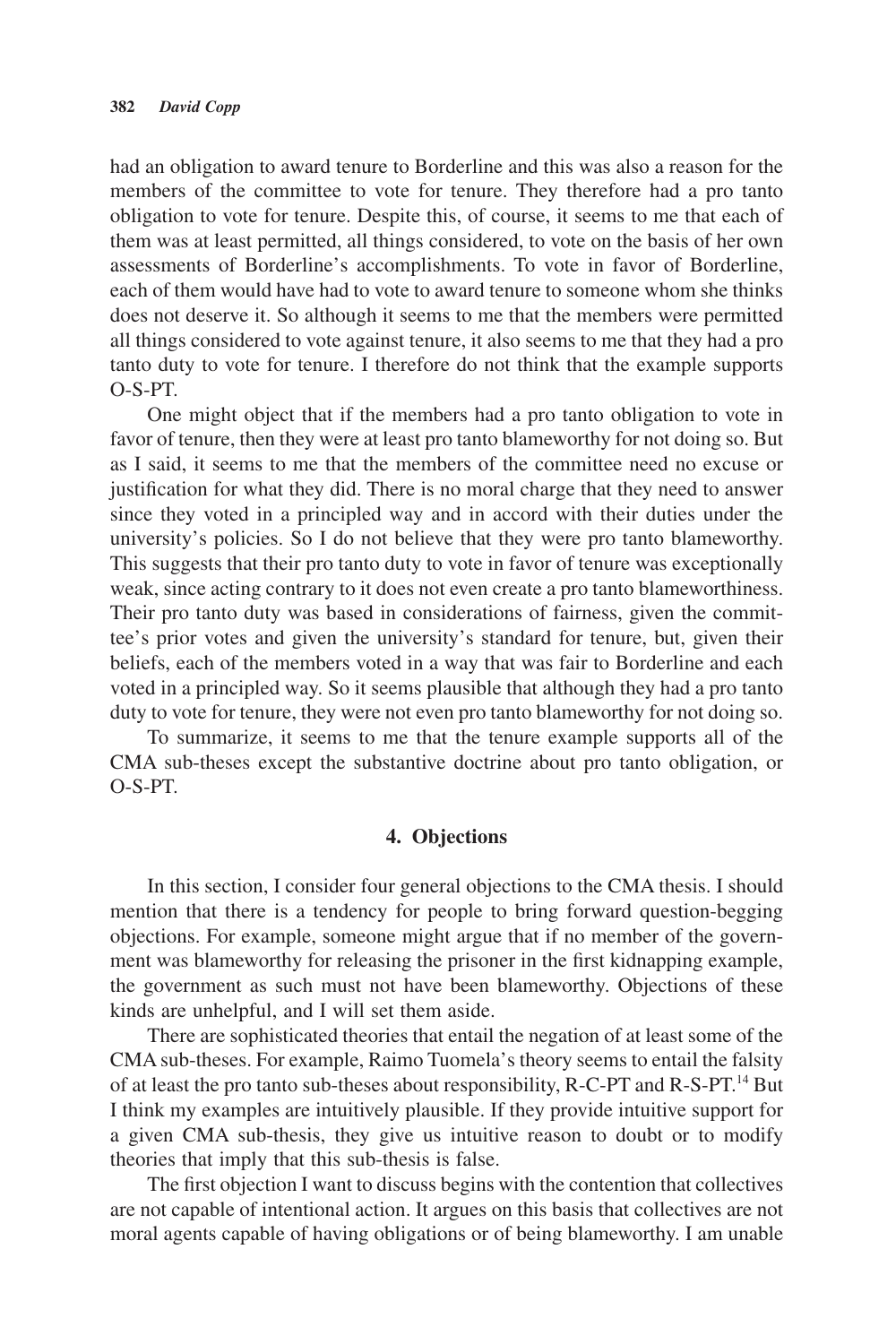had an obligation to award tenure to Borderline and this was also a reason for the members of the committee to vote for tenure. They therefore had a pro tanto obligation to vote for tenure. Despite this, of course, it seems to me that each of them was at least permitted, all things considered, to vote on the basis of her own assessments of Borderline's accomplishments. To vote in favor of Borderline, each of them would have had to vote to award tenure to someone whom she thinks does not deserve it. So although it seems to me that the members were permitted all things considered to vote against tenure, it also seems to me that they had a pro tanto duty to vote for tenure. I therefore do not think that the example supports O-S-PT.

One might object that if the members had a pro tanto obligation to vote in favor of tenure, then they were at least pro tanto blameworthy for not doing so. But as I said, it seems to me that the members of the committee need no excuse or justification for what they did. There is no moral charge that they need to answer since they voted in a principled way and in accord with their duties under the university's policies. So I do not believe that they were pro tanto blameworthy. This suggests that their pro tanto duty to vote in favor of tenure was exceptionally weak, since acting contrary to it does not even create a pro tanto blameworthiness. Their pro tanto duty was based in considerations of fairness, given the committee's prior votes and given the university's standard for tenure, but, given their beliefs, each of the members voted in a way that was fair to Borderline and each voted in a principled way. So it seems plausible that although they had a pro tanto duty to vote for tenure, they were not even pro tanto blameworthy for not doing so.

To summarize, it seems to me that the tenure example supports all of the CMA sub-theses except the substantive doctrine about pro tanto obligation, or O-S-PT.

## 4. Objections

In this section, I consider four general objections to the CMA thesis. I should mention that there is a tendency for people to bring forward question-begging objections. For example, someone might argue that if no member of the government was blameworthy for releasing the prisoner in the first kidnapping example, the government as such must not have been blameworthy. Objections of these kinds are unhelpful, and I will set them aside.

There are sophisticated theories that entail the negation of at least some of the CMA sub-theses. For example, Raimo Tuomela's theory seems to entail the falsity of at least the pro tanto sub-theses about responsibility, R-C-PT and R-S-PT.[14] But I think my examples are intuitively plausible. If they provide intuitive support for a given CMA sub-thesis, they give us intuitive reason to doubt or to modify theories that imply that this sub-thesis is false.

The first objection I want to discuss begins with the contention that collectives are not capable of intentional action. It argues on this basis that collectives are not moral agents capable of having obligations or of being blameworthy. I am unable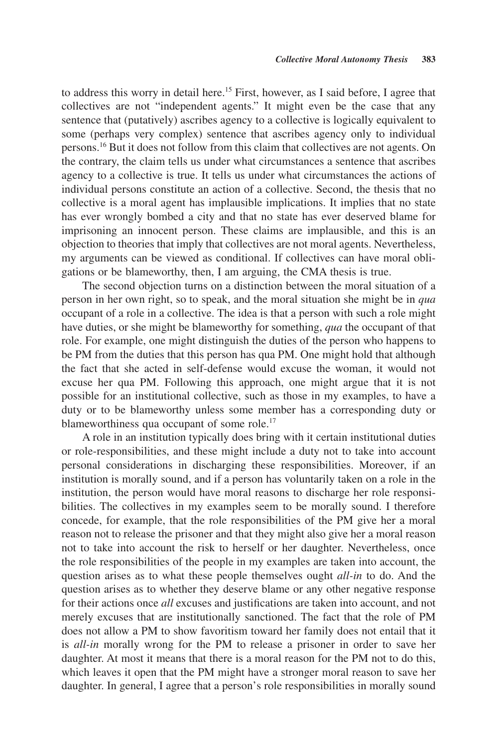to address this worry in detail here.[15] First, however, as I said before, I agree that collectives are not "independent agents." It might even be the case that any sentence that (putatively) ascribes agency to a collective is logically equivalent to some (perhaps very complex) sentence that ascribes agency only to individual persons.[16] But it does not follow from this claim that collectives are not agents. On the contrary, the claim tells us under what circumstances a sentence that ascribes agency to a collective is true. It tells us under what circumstances the actions of individual persons constitute an action of a collective. Second, the thesis that no collective is a moral agent has implausible implications. It implies that no state has ever wrongly bombed a city and that no state has ever deserved blame for imprisoning an innocent person. These claims are implausible, and this is an objection to theories that imply that collectives are not moral agents. Nevertheless, my arguments can be viewed as conditional. If collectives can have moral obligations or be blameworthy, then, I am arguing, the CMA thesis is true.

The second objection turns on a distinction between the moral situation of a person in her own right, so to speak, and the moral situation she might be in *qua* occupant of a role in a collective. The idea is that a person with such a role might have duties, or she might be blameworthy for something, *qua* the occupant of that role. For example, one might distinguish the duties of the person who happens to be PM from the duties that this person has qua PM. One might hold that although the fact that she acted in self-defense would excuse the woman, it would not excuse her qua PM. Following this approach, one might argue that it is not possible for an institutional collective, such as those in my examples, to have a duty or to be blameworthy unless some member has a corresponding duty or blameworthiness qua occupant of some role.[17]

A role in an institution typically does bring with it certain institutional duties or role-responsibilities, and these might include a duty not to take into account personal considerations in discharging these responsibilities. Moreover, if an institution is morally sound, and if a person has voluntarily taken on a role in the institution, the person would have moral reasons to discharge her role responsibilities. The collectives in my examples seem to be morally sound. I therefore concede, for example, that the role responsibilities of the PM give her a moral reason not to release the prisoner and that they might also give her a moral reason not to take into account the risk to herself or her daughter. Nevertheless, once the role responsibilities of the people in my examples are taken into account, the question arises as to what these people themselves ought *all-in* to do. And the question arises as to whether they deserve blame or any other negative response for their actions once *all* excuses and justifications are taken into account, and not merely excuses that are institutionally sanctioned. The fact that the role of PM does not allow a PM to show favoritism toward her family does not entail that it is *all-in* morally wrong for the PM to release a prisoner in order to save her daughter. At most it means that there is a moral reason for the PM not to do this, which leaves it open that the PM might have a stronger moral reason to save her daughter. In general, I agree that a person's role responsibilities in morally sound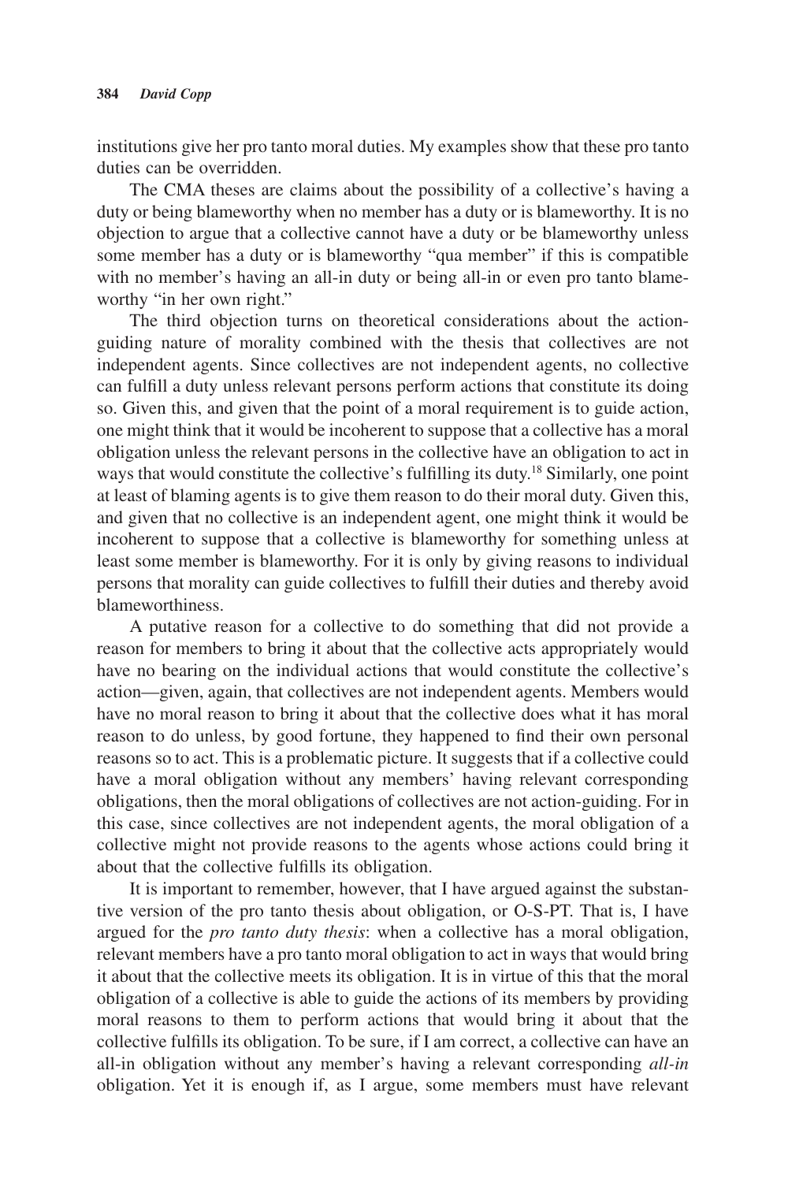institutions give her pro tanto moral duties. My examples show that these pro tanto duties can be overridden.

The CMA theses are claims about the possibility of a collective's having a duty or being blameworthy when no member has a duty or is blameworthy. It is no objection to argue that a collective cannot have a duty or be blameworthy unless some member has a duty or is blameworthy "qua member" if this is compatible with no member's having an all-in duty or being all-in or even pro tanto blameworthy "in her own right."

The third objection turns on theoretical considerations about the action-guiding nature of morality combined with the thesis that collectives are not independent agents. Since collectives are not independent agents, no collective can fulfill a duty unless relevant persons perform actions that constitute its doing so. Given this, and given that the point of a moral requirement is to guide action, one might think that it would be incoherent to suppose that a collective has a moral obligation unless the relevant persons in the collective have an obligation to act in ways that would constitute the collective's fulfilling its duty.[18] Similarly, one point at least of blaming agents is to give them reason to do their moral duty. Given this, and given that no collective is an independent agent, one might think it would be incoherent to suppose that a collective is blameworthy for something unless at least some member is blameworthy. For it is only by giving reasons to individual persons that morality can guide collectives to fulfill their duties and thereby avoid blameworthiness.

A putative reason for a collective to do something that did not provide a reason for members to bring it about that the collective acts appropriately would have no bearing on the individual actions that would constitute the collective's action—given, again, that collectives are not independent agents. Members would have no moral reason to bring it about that the collective does what it has moral reason to do unless, by good fortune, they happened to find their own personal reasons so to act. This is a problematic picture. It suggests that if a collective could have a moral obligation without any members' having relevant corresponding obligations, then the moral obligations of collectives are not action-guiding. For in this case, since collectives are not independent agents, the moral obligation of a collective might not provide reasons to the agents whose actions could bring it about that the collective fulfills its obligation.

It is important to remember, however, that I have argued against the substantive version of the pro tanto thesis about obligation, or O-S-PT. That is, I have argued for the *pro tanto duty thesis*: when a collective has a moral obligation, relevant members have a pro tanto moral obligation to act in ways that would bring it about that the collective meets its obligation. It is in virtue of this that the moral obligation of a collective is able to guide the actions of its members by providing moral reasons to them to perform actions that would bring it about that the collective fulfills its obligation. To be sure, if I am correct, a collective can have an all-in obligation without any member's having a relevant corresponding *all-in* obligation. Yet it is enough if, as I argue, some members must have relevant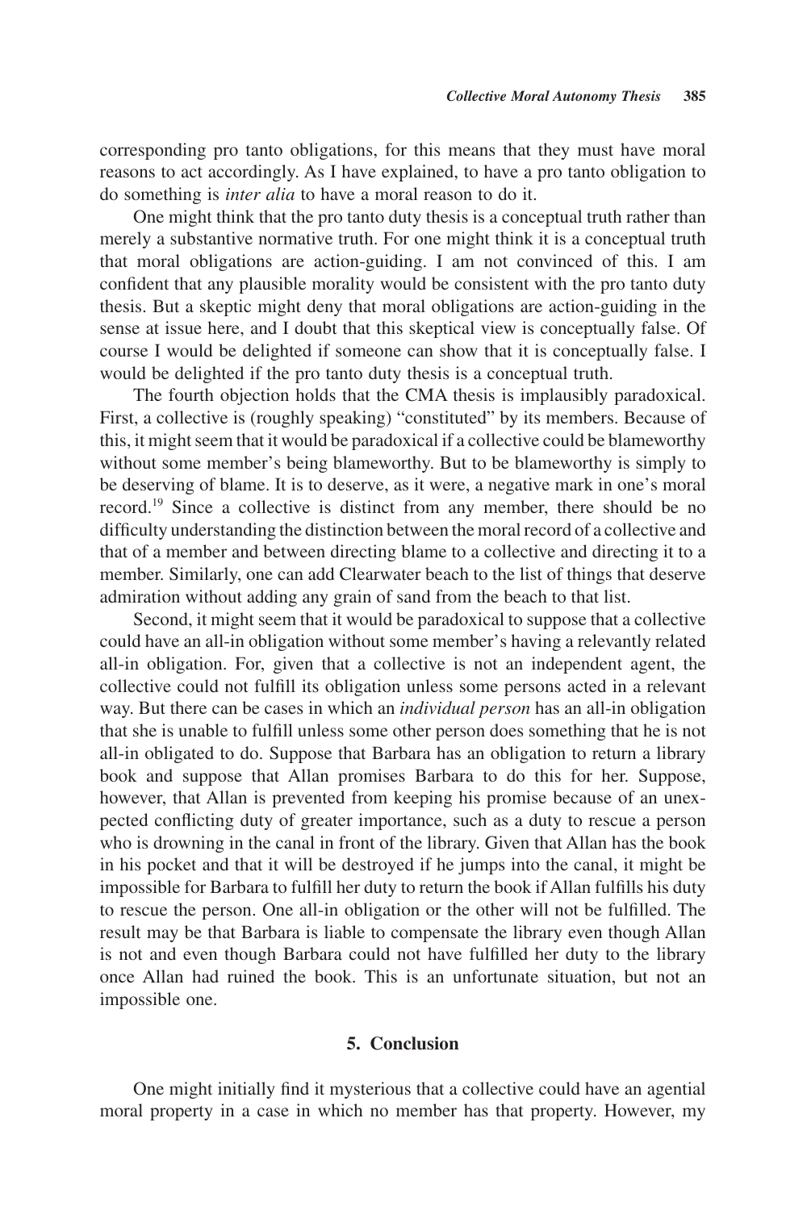corresponding pro tanto obligations, for this means that they must have moral reasons to act accordingly. As I have explained, to have a pro tanto obligation to do something is *inter alia* to have a moral reason to do it.

One might think that the pro tanto duty thesis is a conceptual truth rather than merely a substantive normative truth. For one might think it is a conceptual truth that moral obligations are action-guiding. I am not convinced of this. I am confident that any plausible morality would be consistent with the pro tanto duty thesis. But a skeptic might deny that moral obligations are action-guiding in the sense at issue here, and I doubt that this skeptical view is conceptually false. Of course I would be delighted if someone can show that it is conceptually false. I would be delighted if the pro tanto duty thesis is a conceptual truth.

The fourth objection holds that the CMA thesis is implausibly paradoxical. First, a collective is (roughly speaking) "constituted" by its members. Because of this, it might seem that it would be paradoxical if a collective could be blameworthy without some member's being blameworthy. But to be blameworthy is simply to be deserving of blame. It is to deserve, as it were, a negative mark in one's moral record.[19] Since a collective is distinct from any member, there should be no difficulty understanding the distinction between the moral record of a collective and that of a member and between directing blame to a collective and directing it to a member. Similarly, one can add Clearwater beach to the list of things that deserve admiration without adding any grain of sand from the beach to that list.

Second, it might seem that it would be paradoxical to suppose that a collective could have an all-in obligation without some member's having a relevantly related all-in obligation. For, given that a collective is not an independent agent, the collective could not fulfill its obligation unless some persons acted in a relevant way. But there can be cases in which an *individual person* has an all-in obligation that she is unable to fulfill unless some other person does something that he is not all-in obligated to do. Suppose that Barbara has an obligation to return a library book and suppose that Allan promises Barbara to do this for her. Suppose, however, that Allan is prevented from keeping his promise because of an unexpected conflicting duty of greater importance, such as a duty to rescue a person who is drowning in the canal in front of the library. Given that Allan has the book in his pocket and that it will be destroyed if he jumps into the canal, it might be impossible for Barbara to fulfill her duty to return the book if Allan fulfills his duty to rescue the person. One all-in obligation or the other will not be fulfilled. The result may be that Barbara is liable to compensate the library even though Allan is not and even though Barbara could not have fulfilled her duty to the library once Allan had ruined the book. This is an unfortunate situation, but not an impossible one.

## 5. Conclusion

One might initially find it mysterious that a collective could have an agential moral property in a case in which no member has that property. However, my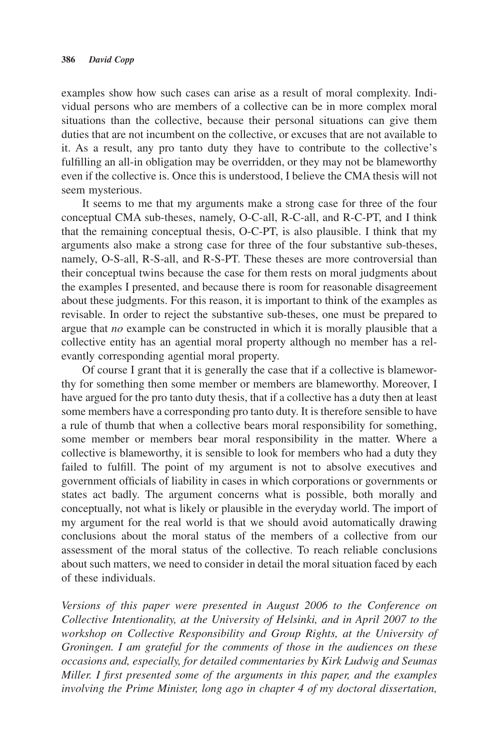examples show how such cases can arise as a result of moral complexity. Individual persons who are members of a collective can be in more complex moral situations than the collective, because their personal situations can give them duties that are not incumbent on the collective, or excuses that are not available to it. As a result, any pro tanto duty they have to contribute to the collective's fulfilling an all-in obligation may be overridden, or they may not be blameworthy even if the collective is. Once this is understood, I believe the CMA thesis will not seem mysterious.

It seems to me that my arguments make a strong case for three of the four conceptual CMA sub-theses, namely, O-C-all, R-C-all, and R-C-PT, and I think that the remaining conceptual thesis, O-C-PT, is also plausible. I think that my arguments also make a strong case for three of the four substantive sub-theses, namely, O-S-all, R-S-all, and R-S-PT. These theses are more controversial than their conceptual twins because the case for them rests on moral judgments about the examples I presented, and because there is room for reasonable disagreement about these judgments. For this reason, it is important to think of the examples as revisable. In order to reject the substantive sub-theses, one must be prepared to argue that *no* example can be constructed in which it is morally plausible that a collective entity has an agential moral property although no member has a relevantly corresponding agential moral property.

Of course I grant that it is generally the case that if a collective is blameworthy for something then some member or members are blameworthy. Moreover, I have argued for the pro tanto duty thesis, that if a collective has a duty then at least some members have a corresponding pro tanto duty. It is therefore sensible to have a rule of thumb that when a collective bears moral responsibility for something, some member or members bear moral responsibility in the matter. Where a collective is blameworthy, it is sensible to look for members who had a duty they failed to fulfill. The point of my argument is not to absolve executives and government officials of liability in cases in which corporations or governments or states act badly. The argument concerns what is possible, both morally and conceptually, not what is likely or plausible in the everyday world. The import of my argument for the real world is that we should avoid automatically drawing conclusions about the moral status of the members of a collective from our assessment of the moral status of the collective. To reach reliable conclusions about such matters, we need to consider in detail the moral situation faced by each of these individuals.

*Versions of this paper were presented in August 2006 to the Conference on Collective Intentionality, at the University of Helsinki, and in April 2007 to the workshop on Collective Responsibility and Group Rights, at the University of Groningen. I am grateful for the comments of those in the audiences on these occasions and, especially, for detailed commentaries by Kirk Ludwig and Seumas Miller. I first presented some of the arguments in this paper, and the examples involving the Prime Minister, long ago in chapter 4 of my doctoral dissertation,*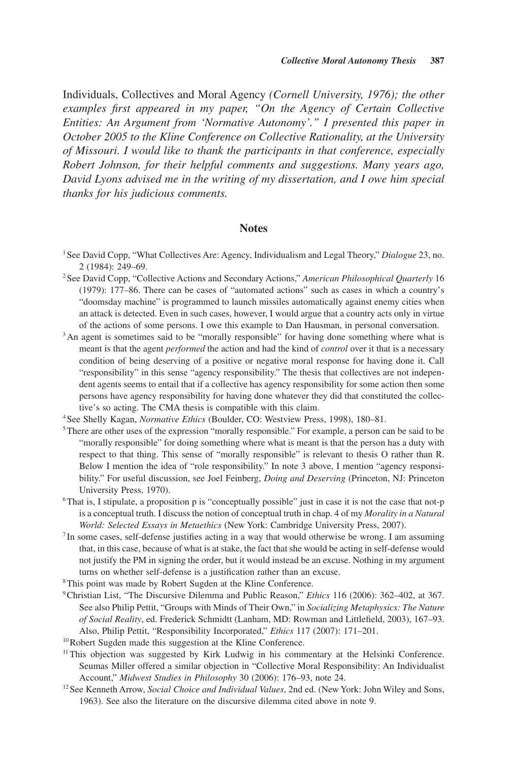Individuals, Collectives and Moral Agency *(Cornell University, 1976); the other examples first appeared in my paper, "On the Agency of Certain Collective Entities: An Argument from 'Normative Autonomy'." I presented this paper in October 2005 to the Kline Conference on Collective Rationality, at the University of Missouri. I would like to thank the participants in that conference, especially Robert Johnson, for their helpful comments and suggestions. Many years ago, David Lyons advised me in the writing of my dissertation, and I owe him special thanks for his judicious comments.*

## Notes

[1] See David Copp, "What Collectives Are: Agency, Individualism and Legal Theory," *Dialogue* 23, no. 2 (1984): 249–69.

[2] See David Copp, "Collective Actions and Secondary Actions," *American Philosophical Quarterly* 16 (1979): 177–86. There can be cases of "automated actions" such as cases in which a country's "doomsday machine" is programmed to launch missiles automatically against enemy cities when an attack is detected. Even in such cases, however, I would argue that a country acts only in virtue of the actions of some persons. I owe this example to Dan Hausman, in personal conversation.

[3] An agent is sometimes said to be "morally responsible" for having done something where what is meant is that the agent *performed* the action and had the kind of *control* over it that is a necessary condition of being deserving of a positive or negative moral response for having done it. Call "responsibility" in this sense "agency responsibility." The thesis that collectives are not independent agents seems to entail that if a collective has agency responsibility for some action then some persons have agency responsibility for having done whatever they did that constituted the collective's so acting. The CMA thesis is compatible with this claim.

[4] See Shelly Kagan, *Normative Ethics* (Boulder, CO: Westview Press, 1998), 180–81.

[5] There are other uses of the expression "morally responsible." For example, a person can be said to be "morally responsible" for doing something where what is meant is that the person has a duty with respect to that thing. This sense of "morally responsible" is relevant to thesis O rather than R. Below I mention the idea of "role responsibility." In note 3 above, I mention "agency responsibility." For useful discussion, see Joel Feinberg, *Doing and Deserving* (Princeton, NJ: Princeton University Press, 1970).

[6] That is, I stipulate, a proposition p is "conceptually possible" just in case it is not the case that not-p is a conceptual truth. I discuss the notion of conceptual truth in chap. 4 of my *Morality in a Natural World: Selected Essays in Metaethics* (New York: Cambridge University Press, 2007).

[7] In some cases, self-defense justifies acting in a way that would otherwise be wrong. I am assuming that, in this case, because of what is at stake, the fact that she would be acting in self-defense would not justify the PM in signing the order, but it would instead be an excuse. Nothing in my argument turns on whether self-defense is a justification rather than an excuse.

[8] This point was made by Robert Sugden at the Kline Conference.

[9] Christian List, "The Discursive Dilemma and Public Reason," *Ethics* 116 (2006): 362–402, at 367. See also Philip Pettit, "Groups with Minds of Their Own," in *Socializing Metaphysics: The Nature of Social Reality*, ed. Frederick Schmidtt (Lanham, MD: Rowman and Littlefield, 2003), 167–93. Also, Philip Pettit, "Responsibility Incorporated," *Ethics* 117 (2007): 171–201.

[10] Robert Sugden made this suggestion at the Kline Conference.

[11] This objection was suggested by Kirk Ludwig in his commentary at the Helsinki Conference. Seumas Miller offered a similar objection in "Collective Moral Responsibility: An Individualist Account," *Midwest Studies in Philosophy* 30 (2006): 176–93, note 24.

[12] See Kenneth Arrow, *Social Choice and Individual Values*, 2nd ed. (New York: John Wiley and Sons, 1963). See also the literature on the discursive dilemma cited above in note 9.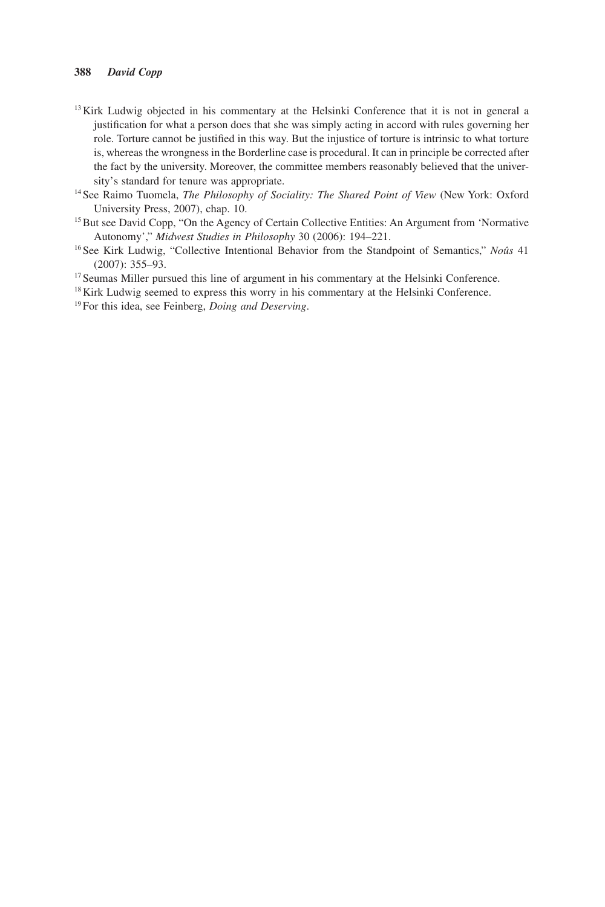[13] Kirk Ludwig objected in his commentary at the Helsinki Conference that it is not in general a justification for what a person does that she was simply acting in accord with rules governing her role. Torture cannot be justified in this way. But the injustice of torture is intrinsic to what torture is, whereas the wrongness in the Borderline case is procedural. It can in principle be corrected after the fact by the university. Moreover, the committee members reasonably believed that the university's standard for tenure was appropriate.

[14] See Raimo Tuomela, *The Philosophy of Sociality: The Shared Point of View* (New York: Oxford University Press, 2007), chap. 10.

[15] But see David Copp, "On the Agency of Certain Collective Entities: An Argument from 'Normative Autonomy'," *Midwest Studies in Philosophy* 30 (2006): 194–221.

[16] See Kirk Ludwig, "Collective Intentional Behavior from the Standpoint of Semantics," *Noûs* 41 (2007): 355–93.

[17] Seumas Miller pursued this line of argument in his commentary at the Helsinki Conference.

[18] Kirk Ludwig seemed to express this worry in his commentary at the Helsinki Conference.

[19] For this idea, see Feinberg, *Doing and Deserving*.